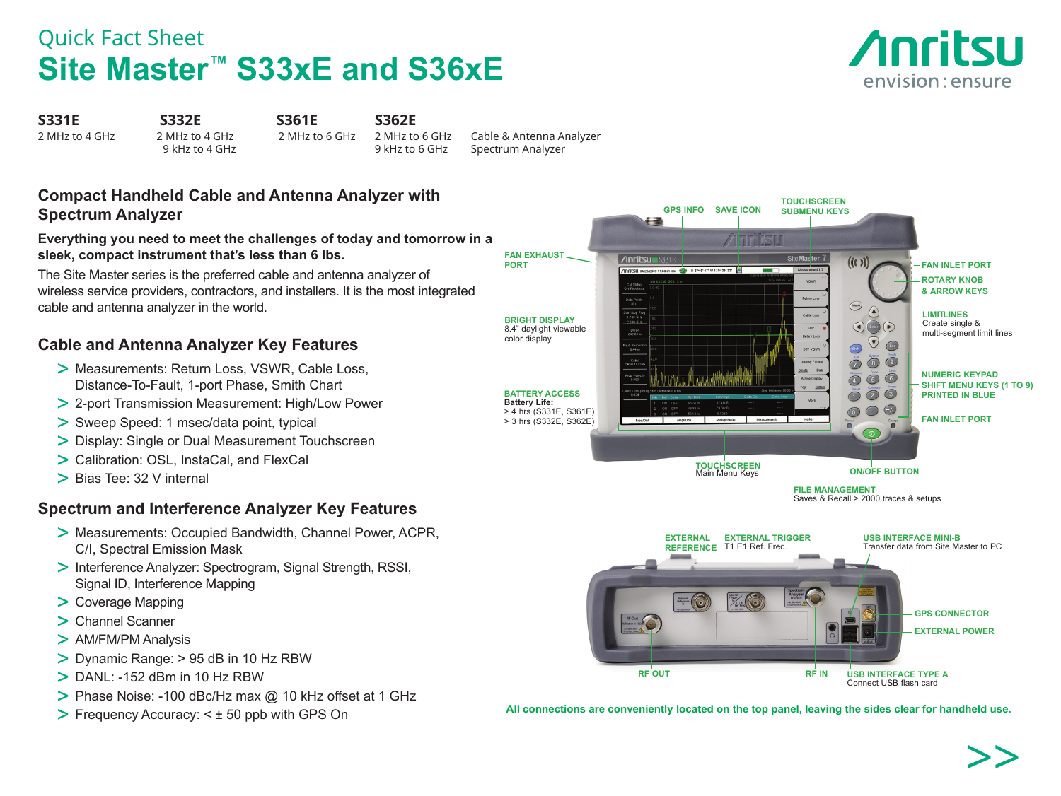Quick Fact Sheet

# Site Master™ S33xE and S36xE

| S331E | S332E | S361E | S362E | |
|---|---|---|---|---|
| 2 MHz to 4 GHz | 2 MHz to 4 GHz | 2 MHz to 6 GHz | 2 MHz to 6 GHz | Cable & Antenna Analyzer |
| | 9 kHz to 4 GHz | | 9 kHz to 6 GHz | Spectrum Analyzer |

## Compact Handheld Cable and Antenna Analyzer with Spectrum Analyzer

**Everything you need to meet the challenges of today and tomorrow in a sleek, compact instrument that's less than 6 lbs.**

The Site Master series is the preferred cable and antenna analyzer of wireless service providers, contractors, and installers. It is the most integrated cable and antenna analyzer in the world.

### Cable and Antenna Analyzer Key Features

- Measurements: Return Loss, VSWR, Cable Loss, Distance-To-Fault, 1-port Phase, Smith Chart
- 2-port Transmission Measurement: High/Low Power
- Sweep Speed: 1 msec/data point, typical
- Display: Single or Dual Measurement Touchscreen
- Calibration: OSL, InstaCal, and FlexCal
- Bias Tee: 32 V internal

### Spectrum and Interference Analyzer Key Features

- Measurements: Occupied Bandwidth, Channel Power, ACPR, C/I, Spectral Emission Mask
- Interference Analyzer: Spectrogram, Signal Strength, RSSI, Signal ID, Interference Mapping
- Coverage Mapping
- Channel Scanner
- AM/FM/PM Analysis
- Dynamic Range: > 95 dB in 10 Hz RBW
- DANL: -152 dBm in 10 Hz RBW
- Phase Noise: -100 dBc/Hz max @ 10 kHz offset at 1 GHz
- Frequency Accuracy: < ± 50 ppb with GPS On

GPS INFO
SAVE ICON
TOUCHSCREEN SUBMENU KEYS
FAN EXHAUST PORT
FAN INLET PORT
ROTARY KNOB & ARROW KEYS
BRIGHT DISPLAY 8.4" daylight viewable color display
LIMITLINES Create single & multi-segment limit lines
NUMERIC KEYPAD SHIFT MENU KEYS (1 TO 9) PRINTED IN BLUE
BATTERY ACCESS **Battery Life:** > 4 hrs (S331E, S361E) > 3 hrs (S332E, S362E)
FAN INLET PORT
TOUCHSCREEN Main Menu Keys
ON/OFF BUTTON
FILE MANAGEMENT Saves & Recall > 2000 traces & setups

EXTERNAL REFERENCE
EXTERNAL TRIGGER T1 E1 Ref. Freq.
USB INTERFACE MINI-B Transfer data from Site Master to PC
GPS CONNECTOR
EXTERNAL POWER
RF OUT
RF IN
USB INTERFACE TYPE A Connect USB flash card

**All connections are conveniently located on the top panel, leaving the sides clear for handheld use.**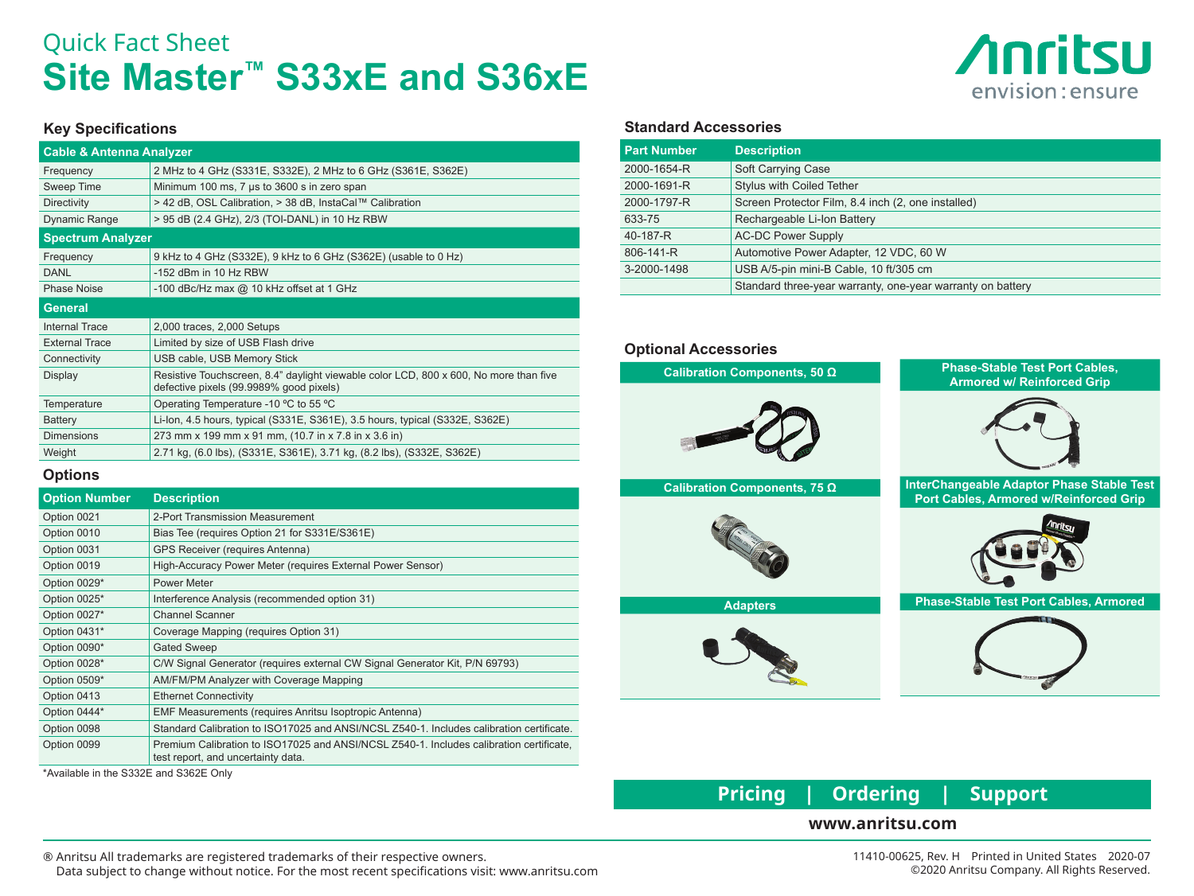# Quick Fact Sheet
# Site Master™ S33xE and S36xE

Anritsu
envision : ensure

## Key Specifications

| Cable & Antenna Analyzer | |
|---|---|
| Frequency | 2 MHz to 4 GHz (S331E, S332E), 2 MHz to 6 GHz (S361E, S362E) |
| Sweep Time | Minimum 100 ms, 7 µs to 3600 s in zero span |
| Directivity | > 42 dB, OSL Calibration, > 38 dB, InstaCal™ Calibration |
| Dynamic Range | > 95 dB (2.4 GHz), 2/3 (TOI-DANL) in 10 Hz RBW |
| **Spectrum Analyzer** | |
| Frequency | 9 kHz to 4 GHz (S332E), 9 kHz to 6 GHz (S362E) (usable to 0 Hz) |
| DANL | -152 dBm in 10 Hz RBW |
| Phase Noise | -100 dBc/Hz max @ 10 kHz offset at 1 GHz |
| **General** | |
| Internal Trace | 2,000 traces, 2,000 Setups |
| External Trace | Limited by size of USB Flash drive |
| Connectivity | USB cable, USB Memory Stick |
| Display | Resistive Touchscreen, 8.4" daylight viewable color LCD, 800 x 600, No more than five defective pixels (99.9989% good pixels) |
| Temperature | Operating Temperature -10 ºC to 55 ºC |
| Battery | Li-Ion, 4.5 hours, typical (S331E, S361E), 3.5 hours, typical (S332E, S362E) |
| Dimensions | 273 mm x 199 mm x 91 mm, (10.7 in x 7.8 in x 3.6 in) |
| Weight | 2.71 kg, (6.0 lbs), (S331E, S361E), 3.71 kg, (8.2 lbs), (S332E, S362E) |

## Options

| Option Number | Description |
|---|---|
| Option 0021 | 2-Port Transmission Measurement |
| Option 0010 | Bias Tee (requires Option 21 for S331E/S361E) |
| Option 0031 | GPS Receiver (requires Antenna) |
| Option 0019 | High-Accuracy Power Meter (requires External Power Sensor) |
| Option 0029* | Power Meter |
| Option 0025* | Interference Analysis (recommended option 31) |
| Option 0027* | Channel Scanner |
| Option 0431* | Coverage Mapping (requires Option 31) |
| Option 0090* | Gated Sweep |
| Option 0028* | C/W Signal Generator (requires external CW Signal Generator Kit, P/N 69793) |
| Option 0509* | AM/FM/PM Analyzer with Coverage Mapping |
| Option 0413 | Ethernet Connectivity |
| Option 0444* | EMF Measurements (requires Anritsu Isoptropic Antenna) |
| Option 0098 | Standard Calibration to ISO17025 and ANSI/NCSL Z540-1. Includes calibration certificate. |
| Option 0099 | Premium Calibration to ISO17025 and ANSI/NCSL Z540-1. Includes calibration certificate, test report, and uncertainty data. |

*Available in the S332E and S362E Only

## Standard Accessories

| Part Number | Description |
|---|---|
| 2000-1654-R | Soft Carrying Case |
| 2000-1691-R | Stylus with Coiled Tether |
| 2000-1797-R | Screen Protector Film, 8.4 inch (2, one installed) |
| 633-75 | Rechargeable Li-Ion Battery |
| 40-187-R | AC-DC Power Supply |
| 806-141-R | Automotive Power Adapter, 12 VDC, 60 W |
| 3-2000-1498 | USB A/5-pin mini-B Cable, 10 ft/305 cm |
| | Standard three-year warranty, one-year warranty on battery |

## Optional Accessories

**Calibration Components, 50 Ω**

**Phase-Stable Test Port Cables, Armored w/ Reinforced Grip**

**Calibration Components, 75 Ω**

**InterChangeable Adaptor Phase Stable Test Port Cables, Armored w/Reinforced Grip**

**Adapters**

**Phase-Stable Test Port Cables, Armored**

**Pricing | Ordering | Support**

**www.anritsu.com**

® Anritsu All trademarks are registered trademarks of their respective owners.
Data subject to change without notice. For the most recent specifications visit: www.anritsu.com

11410-00625, Rev. H Printed in United States 2020-07
©2020 Anritsu Company. All Rights Reserved.